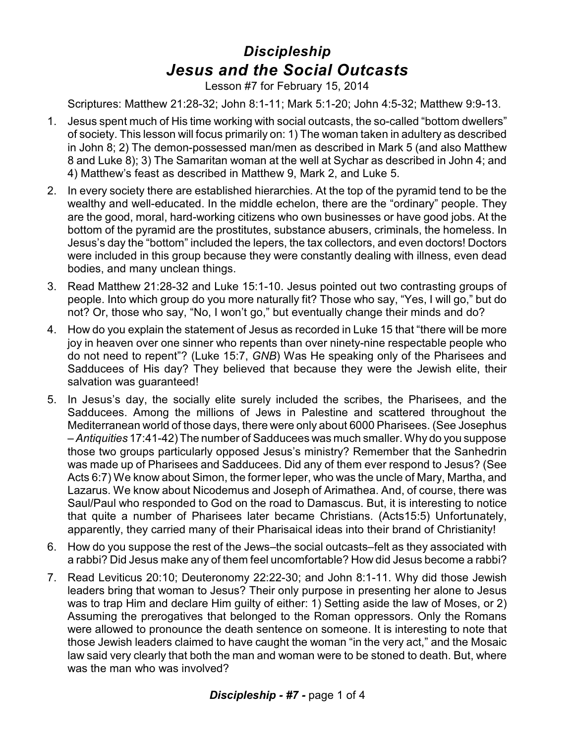# *Discipleship*

## *Jesus and the Social Outcasts*

Lesson #7 for February 15, 2014

Scriptures: Matthew 21:28-32; John 8:1-11; Mark 5:1-20; John 4:5-32; Matthew 9:9-13.

1. Jesus spent much of His time working with social outcasts, the so-called "bottom dwellers" of society. This lesson will focus primarily on: 1) The woman taken in adultery as described in John 8; 2) The demon-possessed man/men as described in Mark 5 (and also Matthew 8 and Luke 8); 3) The Samaritan woman at the well at Sychar as described in John 4; and 4) Matthew's feast as described in Matthew 9, Mark 2, and Luke 5.
2. In every society there are established hierarchies. At the top of the pyramid tend to be the wealthy and well-educated. In the middle echelon, there are the "ordinary" people. They are the good, moral, hard-working citizens who own businesses or have good jobs. At the bottom of the pyramid are the prostitutes, substance abusers, criminals, the homeless. In Jesus's day the "bottom" included the lepers, the tax collectors, and even doctors! Doctors were included in this group because they were constantly dealing with illness, even dead bodies, and many unclean things.
3. Read Matthew 21:28-32 and Luke 15:1-10. Jesus pointed out two contrasting groups of people. Into which group do you more naturally fit? Those who say, "Yes, I will go," but do not? Or, those who say, "No, I won't go," but eventually change their minds and do?
4. How do you explain the statement of Jesus as recorded in Luke 15 that "there will be more joy in heaven over one sinner who repents than over ninety-nine respectable people who do not need to repent"? (Luke 15:7, *GNB*) Was He speaking only of the Pharisees and Sadducees of His day? They believed that because they were the Jewish elite, their salvation was guaranteed!
5. In Jesus's day, the socially elite surely included the scribes, the Pharisees, and the Sadducees. Among the millions of Jews in Palestine and scattered throughout the Mediterranean world of those days, there were only about 6000 Pharisees. (See Josephus – *Antiquities* 17:41-42) The number of Sadducees was much smaller. Why do you suppose those two groups particularly opposed Jesus's ministry? Remember that the Sanhedrin was made up of Pharisees and Sadducees. Did any of them ever respond to Jesus? (See Acts 6:7) We know about Simon, the former leper, who was the uncle of Mary, Martha, and Lazarus. We know about Nicodemus and Joseph of Arimathea. And, of course, there was Saul/Paul who responded to God on the road to Damascus. But, it is interesting to notice that quite a number of Pharisees later became Christians. (Acts15:5) Unfortunately, apparently, they carried many of their Pharisaical ideas into their brand of Christianity!
6. How do you suppose the rest of the Jews–the social outcasts–felt as they associated with a rabbi? Did Jesus make any of them feel uncomfortable? How did Jesus become a rabbi?
7. Read Leviticus 20:10; Deuteronomy 22:22-30; and John 8:1-11. Why did those Jewish leaders bring that woman to Jesus? Their only purpose in presenting her alone to Jesus was to trap Him and declare Him guilty of either: 1) Setting aside the law of Moses, or 2) Assuming the prerogatives that belonged to the Roman oppressors. Only the Romans were allowed to pronounce the death sentence on someone. It is interesting to note that those Jewish leaders claimed to have caught the woman "in the very act," and the Mosaic law said very clearly that both the man and woman were to be stoned to death. But, where was the man who was involved?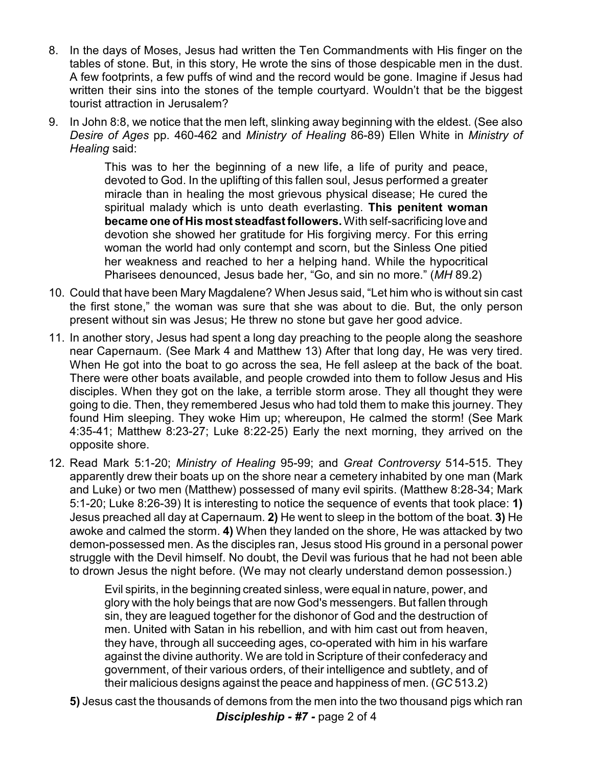8. In the days of Moses, Jesus had written the Ten Commandments with His finger on the tables of stone. But, in this story, He wrote the sins of those despicable men in the dust. A few footprints, a few puffs of wind and the record would be gone. Imagine if Jesus had written their sins into the stones of the temple courtyard. Wouldn't that be the biggest tourist attraction in Jerusalem?

9. In John 8:8, we notice that the men left, slinking away beginning with the eldest. (See also *Desire of Ages* pp. 460-462 and *Ministry of Healing* 86-89) Ellen White in *Ministry of Healing* said:

> This was to her the beginning of a new life, a life of purity and peace, devoted to God. In the uplifting of this fallen soul, Jesus performed a greater miracle than in healing the most grievous physical disease; He cured the spiritual malady which is unto death everlasting. **This penitent woman became one of His most steadfast followers.** With self-sacrificing love and devotion she showed her gratitude for His forgiving mercy. For this erring woman the world had only contempt and scorn, but the Sinless One pitied her weakness and reached to her a helping hand. While the hypocritical Pharisees denounced, Jesus bade her, "Go, and sin no more." (*MH* 89.2)

10. Could that have been Mary Magdalene? When Jesus said, "Let him who is without sin cast the first stone," the woman was sure that she was about to die. But, the only person present without sin was Jesus; He threw no stone but gave her good advice.

11. In another story, Jesus had spent a long day preaching to the people along the seashore near Capernaum. (See Mark 4 and Matthew 13) After that long day, He was very tired. When He got into the boat to go across the sea, He fell asleep at the back of the boat. There were other boats available, and people crowded into them to follow Jesus and His disciples. When they got on the lake, a terrible storm arose. They all thought they were going to die. Then, they remembered Jesus who had told them to make this journey. They found Him sleeping. They woke Him up; whereupon, He calmed the storm! (See Mark 4:35-41; Matthew 8:23-27; Luke 8:22-25) Early the next morning, they arrived on the opposite shore.

12. Read Mark 5:1-20; *Ministry of Healing* 95-99; and *Great Controversy* 514-515. They apparently drew their boats up on the shore near a cemetery inhabited by one man (Mark and Luke) or two men (Matthew) possessed of many evil spirits. (Matthew 8:28-34; Mark 5:1-20; Luke 8:26-39) It is interesting to notice the sequence of events that took place: **1)** Jesus preached all day at Capernaum. **2)** He went to sleep in the bottom of the boat. **3)** He awoke and calmed the storm. **4)** When they landed on the shore, He was attacked by two demon-possessed men. As the disciples ran, Jesus stood His ground in a personal power struggle with the Devil himself. No doubt, the Devil was furious that he had not been able to drown Jesus the night before. (We may not clearly understand demon possession.)

> Evil spirits, in the beginning created sinless, were equal in nature, power, and glory with the holy beings that are now God's messengers. But fallen through sin, they are leagued together for the dishonor of God and the destruction of men. United with Satan in his rebellion, and with him cast out from heaven, they have, through all succeeding ages, co-operated with him in his warfare against the divine authority. We are told in Scripture of their confederacy and government, of their various orders, of their intelligence and subtlety, and of their malicious designs against the peace and happiness of men. (*GC* 513.2)

**5)** Jesus cast the thousands of demons from the men into the two thousand pigs which ran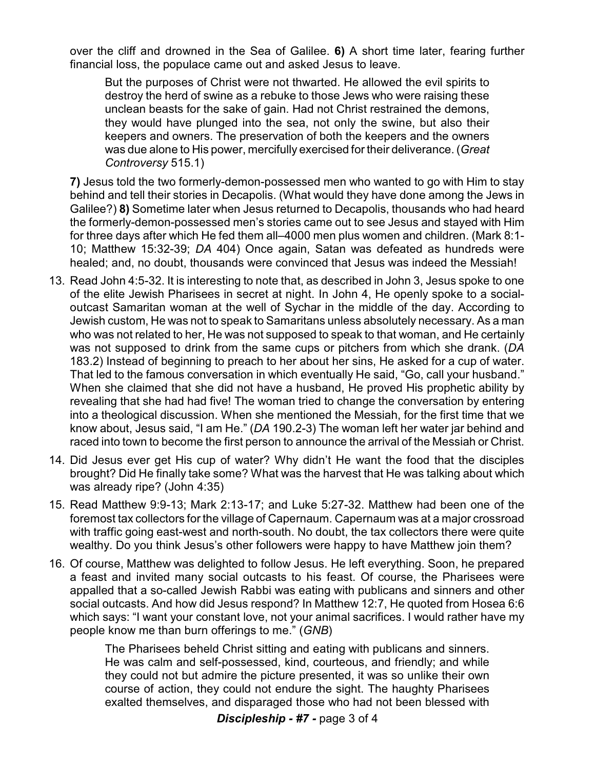over the cliff and drowned in the Sea of Galilee. **6)** A short time later, fearing further financial loss, the populace came out and asked Jesus to leave.

> But the purposes of Christ were not thwarted. He allowed the evil spirits to destroy the herd of swine as a rebuke to those Jews who were raising these unclean beasts for the sake of gain. Had not Christ restrained the demons, they would have plunged into the sea, not only the swine, but also their keepers and owners. The preservation of both the keepers and the owners was due alone to His power, mercifully exercised for their deliverance. (*Great Controversy* 515.1)

**7)** Jesus told the two formerly-demon-possessed men who wanted to go with Him to stay behind and tell their stories in Decapolis. (What would they have done among the Jews in Galilee?) **8)** Sometime later when Jesus returned to Decapolis, thousands who had heard the formerly-demon-possessed men's stories came out to see Jesus and stayed with Him for three days after which He fed them all–4000 men plus women and children. (Mark 8:1-10; Matthew 15:32-39; *DA* 404) Once again, Satan was defeated as hundreds were healed; and, no doubt, thousands were convinced that Jesus was indeed the Messiah!

13. Read John 4:5-32. It is interesting to note that, as described in John 3, Jesus spoke to one of the elite Jewish Pharisees in secret at night. In John 4, He openly spoke to a social-outcast Samaritan woman at the well of Sychar in the middle of the day. According to Jewish custom, He was not to speak to Samaritans unless absolutely necessary. As a man who was not related to her, He was not supposed to speak to that woman, and He certainly was not supposed to drink from the same cups or pitchers from which she drank. (*DA* 183.2) Instead of beginning to preach to her about her sins, He asked for a cup of water. That led to the famous conversation in which eventually He said, "Go, call your husband." When she claimed that she did not have a husband, He proved His prophetic ability by revealing that she had had five! The woman tried to change the conversation by entering into a theological discussion. When she mentioned the Messiah, for the first time that we know about, Jesus said, "I am He." (*DA* 190.2-3) The woman left her water jar behind and raced into town to become the first person to announce the arrival of the Messiah or Christ.
14. Did Jesus ever get His cup of water? Why didn't He want the food that the disciples brought? Did He finally take some? What was the harvest that He was talking about which was already ripe? (John 4:35)
15. Read Matthew 9:9-13; Mark 2:13-17; and Luke 5:27-32. Matthew had been one of the foremost tax collectors for the village of Capernaum. Capernaum was at a major crossroad with traffic going east-west and north-south. No doubt, the tax collectors there were quite wealthy. Do you think Jesus's other followers were happy to have Matthew join them?
16. Of course, Matthew was delighted to follow Jesus. He left everything. Soon, he prepared a feast and invited many social outcasts to his feast. Of course, the Pharisees were appalled that a so-called Jewish Rabbi was eating with publicans and sinners and other social outcasts. And how did Jesus respond? In Matthew 12:7, He quoted from Hosea 6:6 which says: "I want your constant love, not your animal sacrifices. I would rather have my people know me than burn offerings to me." (*GNB*)

> The Pharisees beheld Christ sitting and eating with publicans and sinners. He was calm and self-possessed, kind, courteous, and friendly; and while they could not but admire the picture presented, it was so unlike their own course of action, they could not endure the sight. The haughty Pharisees exalted themselves, and disparaged those who had not been blessed with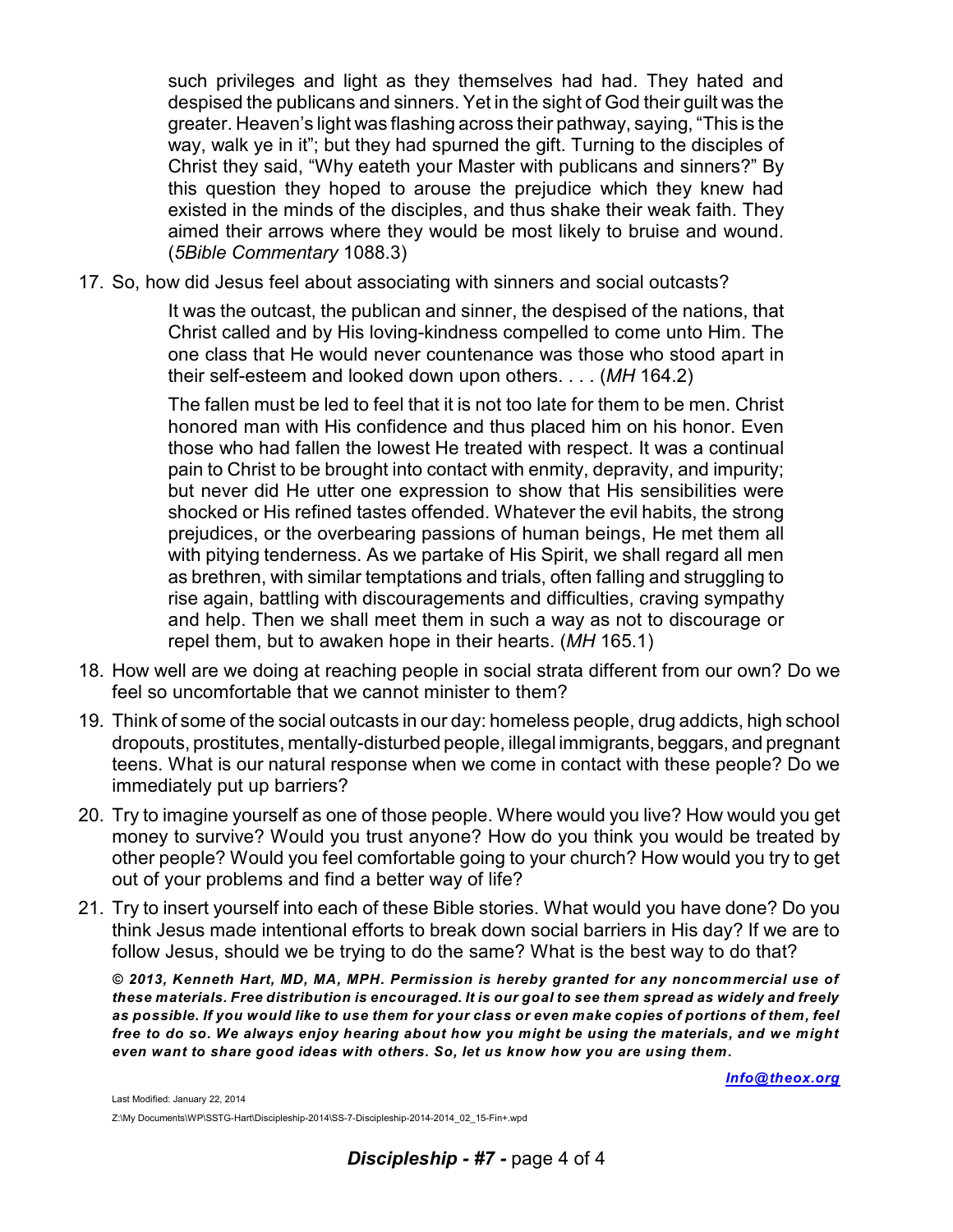such privileges and light as they themselves had had. They hated and despised the publicans and sinners. Yet in the sight of God their guilt was the greater. Heaven's light was flashing across their pathway, saying, "This is the way, walk ye in it"; but they had spurned the gift. Turning to the disciples of Christ they said, "Why eateth your Master with publicans and sinners?" By this question they hoped to arouse the prejudice which they knew had existed in the minds of the disciples, and thus shake their weak faith. They aimed their arrows where they would be most likely to bruise and wound. (*5Bible Commentary* 1088.3)

17. So, how did Jesus feel about associating with sinners and social outcasts?

> It was the outcast, the publican and sinner, the despised of the nations, that Christ called and by His loving-kindness compelled to come unto Him. The one class that He would never countenance was those who stood apart in their self-esteem and looked down upon others. . . . (*MH* 164.2)
>
> The fallen must be led to feel that it is not too late for them to be men. Christ honored man with His confidence and thus placed him on his honor. Even those who had fallen the lowest He treated with respect. It was a continual pain to Christ to be brought into contact with enmity, depravity, and impurity; but never did He utter one expression to show that His sensibilities were shocked or His refined tastes offended. Whatever the evil habits, the strong prejudices, or the overbearing passions of human beings, He met them all with pitying tenderness. As we partake of His Spirit, we shall regard all men as brethren, with similar temptations and trials, often falling and struggling to rise again, battling with discouragements and difficulties, craving sympathy and help. Then we shall meet them in such a way as not to discourage or repel them, but to awaken hope in their hearts. (*MH* 165.1)

18. How well are we doing at reaching people in social strata different from our own? Do we feel so uncomfortable that we cannot minister to them?

19. Think of some of the social outcasts in our day: homeless people, drug addicts, high school dropouts, prostitutes, mentally-disturbed people, illegal immigrants, beggars, and pregnant teens. What is our natural response when we come in contact with these people? Do we immediately put up barriers?

20. Try to imagine yourself as one of those people. Where would you live? How would you get money to survive? Would you trust anyone? How do you think you would be treated by other people? Would you feel comfortable going to your church? How would you try to get out of your problems and find a better way of life?

21. Try to insert yourself into each of these Bible stories. What would you have done? Do you think Jesus made intentional efforts to break down social barriers in His day? If we are to follow Jesus, should we be trying to do the same? What is the best way to do that?

***© 2013, Kenneth Hart, MD, MA, MPH. Permission is hereby granted for any noncommercial use of these materials. Free distribution is encouraged. It is our goal to see them spread as widely and freely as possible. If you would like to use them for your class or even make copies of portions of them, feel free to do so. We always enjoy hearing about how you might be using the materials, and we might even want to share good ideas with others. So, let us know how you are using them.***

***Info@theox.org***

Last Modified: January 22, 2014

Z:\My Documents\WP\SSTG-Hart\Discipleship-2014\SS-7-Discipleship-2014-2014_02_15-Fin+.wpd